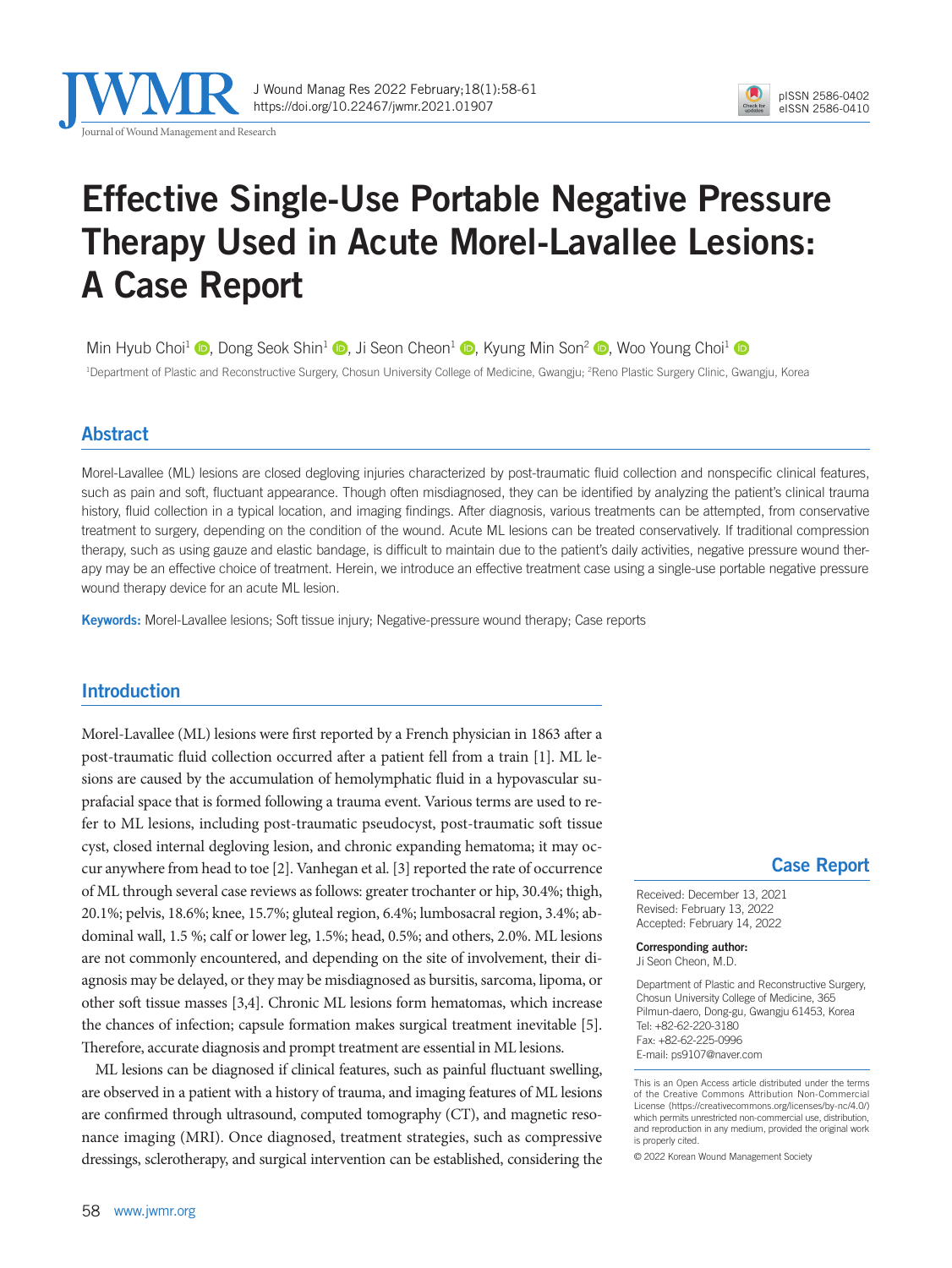# Effective Single-Use Portable Negative Pressure Therapy Used in Acute Morel-Lavallee Lesions: A Case Report

Min Hyub Choi[1], Dong Seok Shin[1], Ji Seon Cheon[1], Kyung Min Son[2], Woo Young Choi[1]

[1]Department of Plastic and Reconstructive Surgery, Chosun University College of Medicine, Gwangju; [2]Reno Plastic Surgery Clinic, Gwangju, Korea

## Abstract

Morel-Lavallee (ML) lesions are closed degloving injuries characterized by post-traumatic fluid collection and nonspecific clinical features, such as pain and soft, fluctuant appearance. Though often misdiagnosed, they can be identified by analyzing the patient's clinical trauma history, fluid collection in a typical location, and imaging findings. After diagnosis, various treatments can be attempted, from conservative treatment to surgery, depending on the condition of the wound. Acute ML lesions can be treated conservatively. If traditional compression therapy, such as using gauze and elastic bandage, is difficult to maintain due to the patient's daily activities, negative pressure wound therapy may be an effective choice of treatment. Herein, we introduce an effective treatment case using a single-use portable negative pressure wound therapy device for an acute ML lesion.

**Keywords:** Morel-Lavallee lesions; Soft tissue injury; Negative-pressure wound therapy; Case reports

## Introduction

Morel-Lavallee (ML) lesions were first reported by a French physician in 1863 after a post-traumatic fluid collection occurred after a patient fell from a train [1]. ML lesions are caused by the accumulation of hemolymphatic fluid in a hypovascular suprafacial space that is formed following a trauma event. Various terms are used to refer to ML lesions, including post-traumatic pseudocyst, post-traumatic soft tissue cyst, closed internal degloving lesion, and chronic expanding hematoma; it may occur anywhere from head to toe [2]. Vanhegan et al. [3] reported the rate of occurrence of ML through several case reviews as follows: greater trochanter or hip, 30.4%; thigh, 20.1%; pelvis, 18.6%; knee, 15.7%; gluteal region, 6.4%; lumbosacral region, 3.4%; abdominal wall, 1.5 %; calf or lower leg, 1.5%; head, 0.5%; and others, 2.0%. ML lesions are not commonly encountered, and depending on the site of involvement, their diagnosis may be delayed, or they may be misdiagnosed as bursitis, sarcoma, lipoma, or other soft tissue masses [3,4]. Chronic ML lesions form hematomas, which increase the chances of infection; capsule formation makes surgical treatment inevitable [5]. Therefore, accurate diagnosis and prompt treatment are essential in ML lesions.

ML lesions can be diagnosed if clinical features, such as painful fluctuant swelling, are observed in a patient with a history of trauma, and imaging features of ML lesions are confirmed through ultrasound, computed tomography (CT), and magnetic resonance imaging (MRI). Once diagnosed, treatment strategies, such as compressive dressings, sclerotherapy, and surgical intervention can be established, considering the

**Case Report**

Received: December 13, 2021
Revised: February 13, 2022
Accepted: February 14, 2022

**Corresponding author:**
Ji Seon Cheon, M.D.

Department of Plastic and Reconstructive Surgery, Chosun University College of Medicine, 365 Pilmun-daero, Dong-gu, Gwangju 61453, Korea
Tel: +82-62-220-3180
Fax: +82-62-225-0996
E-mail: ps9107@naver.com

This is an Open Access article distributed under the terms of the Creative Commons Attribution Non-Commercial License (https://creativecommons.org/licenses/by-nc/4.0/) which permits unrestricted non-commercial use, distribution, and reproduction in any medium, provided the original work is properly cited.

© 2022 Korean Wound Management Society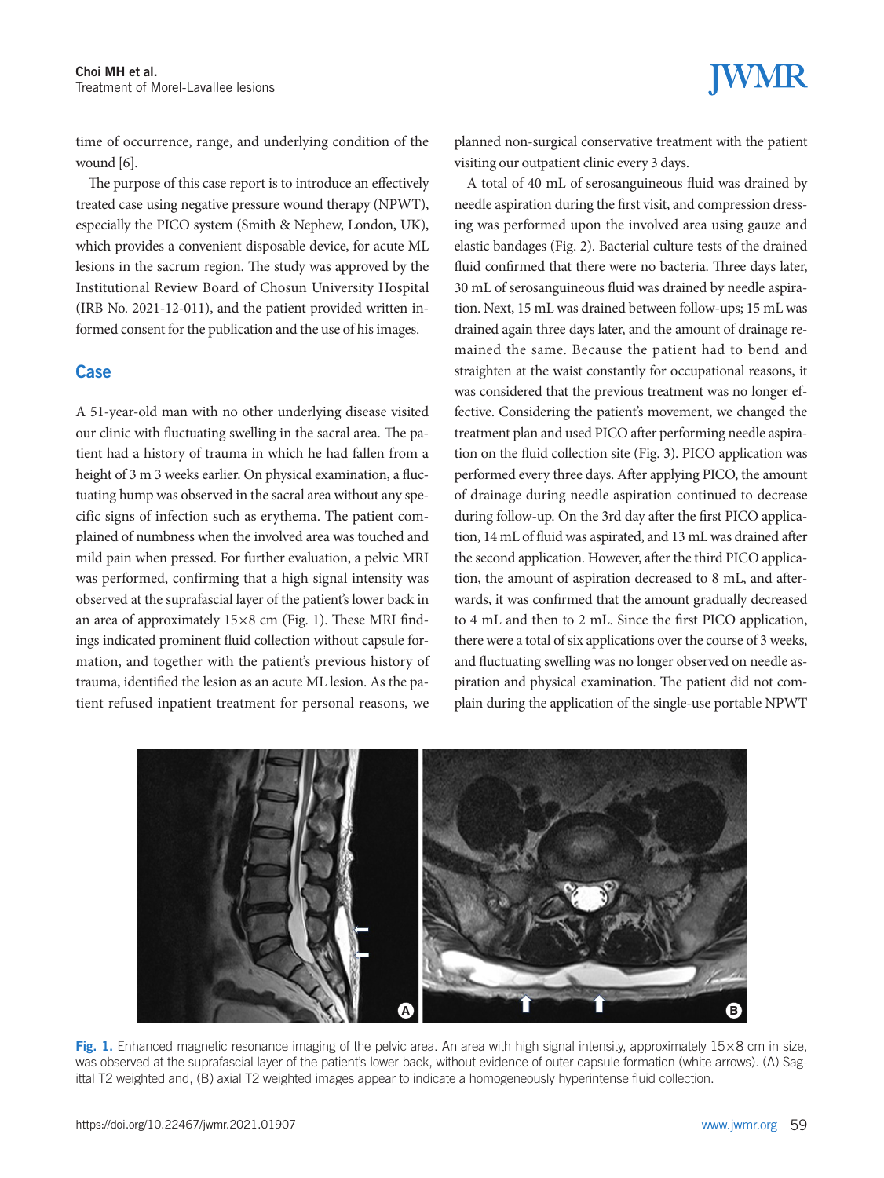time of occurrence, range, and underlying condition of the wound [6].

The purpose of this case report is to introduce an effectively treated case using negative pressure wound therapy (NPWT), especially the PICO system (Smith & Nephew, London, UK), which provides a convenient disposable device, for acute ML lesions in the sacrum region. The study was approved by the Institutional Review Board of Chosun University Hospital (IRB No. 2021-12-011), and the patient provided written informed consent for the publication and the use of his images.

## Case

A 51-year-old man with no other underlying disease visited our clinic with fluctuating swelling in the sacral area. The patient had a history of trauma in which he had fallen from a height of 3 m 3 weeks earlier. On physical examination, a fluctuating hump was observed in the sacral area without any specific signs of infection such as erythema. The patient complained of numbness when the involved area was touched and mild pain when pressed. For further evaluation, a pelvic MRI was performed, confirming that a high signal intensity was observed at the suprafascial layer of the patient's lower back in an area of approximately 15×8 cm (Fig. 1). These MRI findings indicated prominent fluid collection without capsule formation, and together with the patient's previous history of trauma, identified the lesion as an acute ML lesion. As the patient refused inpatient treatment for personal reasons, we planned non-surgical conservative treatment with the patient visiting our outpatient clinic every 3 days.

A total of 40 mL of serosanguineous fluid was drained by needle aspiration during the first visit, and compression dressing was performed upon the involved area using gauze and elastic bandages (Fig. 2). Bacterial culture tests of the drained fluid confirmed that there were no bacteria. Three days later, 30 mL of serosanguineous fluid was drained by needle aspiration. Next, 15 mL was drained between follow-ups; 15 mL was drained again three days later, and the amount of drainage remained the same. Because the patient had to bend and straighten at the waist constantly for occupational reasons, it was considered that the previous treatment was no longer effective. Considering the patient's movement, we changed the treatment plan and used PICO after performing needle aspiration on the fluid collection site (Fig. 3). PICO application was performed every three days. After applying PICO, the amount of drainage during needle aspiration continued to decrease during follow-up. On the 3rd day after the first PICO application, 14 mL of fluid was aspirated, and 13 mL was drained after the second application. However, after the third PICO application, the amount of aspiration decreased to 8 mL, and afterwards, it was confirmed that the amount gradually decreased to 4 mL and then to 2 mL. Since the first PICO application, there were a total of six applications over the course of 3 weeks, and fluctuating swelling was no longer observed on needle aspiration and physical examination. The patient did not complain during the application of the single-use portable NPWT

Fig. 1. Enhanced magnetic resonance imaging of the pelvic area. An area with high signal intensity, approximately 15×8 cm in size, was observed at the suprafascial layer of the patient's lower back, without evidence of outer capsule formation (white arrows). (A) Sagittal T2 weighted and, (B) axial T2 weighted images appear to indicate a homogeneously hyperintense fluid collection.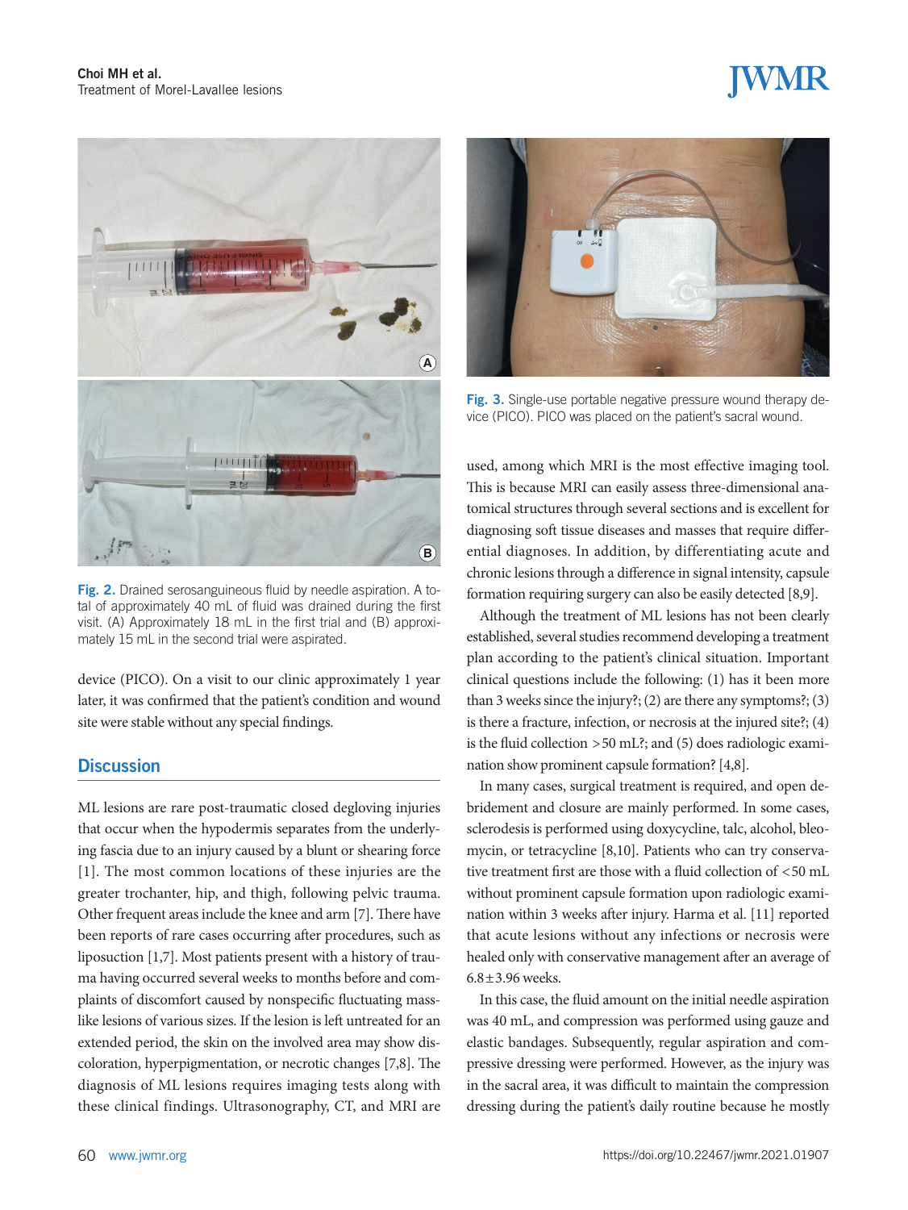Fig. 2. Drained serosanguineous fluid by needle aspiration. A total of approximately 40 mL of fluid was drained during the first visit. (A) Approximately 18 mL in the first trial and (B) approximately 15 mL in the second trial were aspirated.

device (PICO). On a visit to our clinic approximately 1 year later, it was confirmed that the patient's condition and wound site were stable without any special findings.

## Discussion

ML lesions are rare post-traumatic closed degloving injuries that occur when the hypodermis separates from the underlying fascia due to an injury caused by a blunt or shearing force [1]. The most common locations of these injuries are the greater trochanter, hip, and thigh, following pelvic trauma. Other frequent areas include the knee and arm [7]. There have been reports of rare cases occurring after procedures, such as liposuction [1,7]. Most patients present with a history of trauma having occurred several weeks to months before and complaints of discomfort caused by nonspecific fluctuating mass-like lesions of various sizes. If the lesion is left untreated for an extended period, the skin on the involved area may show discoloration, hyperpigmentation, or necrotic changes [7,8]. The diagnosis of ML lesions requires imaging tests along with these clinical findings. Ultrasonography, CT, and MRI are used, among which MRI is the most effective imaging tool. This is because MRI can easily assess three-dimensional anatomical structures through several sections and is excellent for diagnosing soft tissue diseases and masses that require differential diagnoses. In addition, by differentiating acute and chronic lesions through a difference in signal intensity, capsule formation requiring surgery can also be easily detected [8,9].

Although the treatment of ML lesions has not been clearly established, several studies recommend developing a treatment plan according to the patient's clinical situation. Important clinical questions include the following: (1) has it been more than 3 weeks since the injury?; (2) are there any symptoms?; (3) is there a fracture, infection, or necrosis at the injured site?; (4) is the fluid collection >50 mL?; and (5) does radiologic examination show prominent capsule formation? [4,8].

In many cases, surgical treatment is required, and open debridement and closure are mainly performed. In some cases, sclerodesis is performed using doxycycline, talc, alcohol, bleomycin, or tetracycline [8,10]. Patients who can try conservative treatment first are those with a fluid collection of <50 mL without prominent capsule formation upon radiologic examination within 3 weeks after injury. Harma et al. [11] reported that acute lesions without any infections or necrosis were healed only with conservative management after an average of 6.8±3.96 weeks.

In this case, the fluid amount on the initial needle aspiration was 40 mL, and compression was performed using gauze and elastic bandages. Subsequently, regular aspiration and compressive dressing were performed. However, as the injury was in the sacral area, it was difficult to maintain the compression dressing during the patient's daily routine because he mostly

Fig. 3. Single-use portable negative pressure wound therapy device (PICO). PICO was placed on the patient's sacral wound.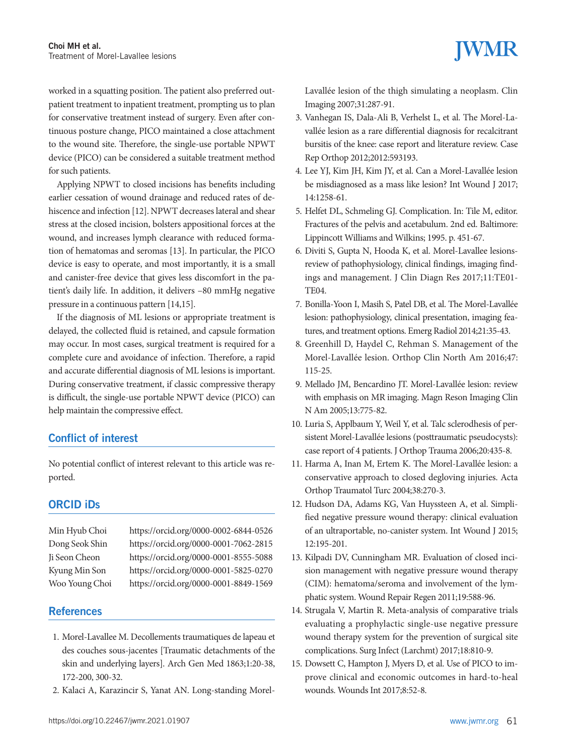worked in a squatting position. The patient also preferred outpatient treatment to inpatient treatment, prompting us to plan for conservative treatment instead of surgery. Even after continuous posture change, PICO maintained a close attachment to the wound site. Therefore, the single-use portable NPWT device (PICO) can be considered a suitable treatment method for such patients.

Applying NPWT to closed incisions has benefits including earlier cessation of wound drainage and reduced rates of dehiscence and infection [12]. NPWT decreases lateral and shear stress at the closed incision, bolsters appositional forces at the wound, and increases lymph clearance with reduced formation of hematomas and seromas [13]. In particular, the PICO device is easy to operate, and most importantly, it is a small and canister-free device that gives less discomfort in the patient's daily life. In addition, it delivers −80 mmHg negative pressure in a continuous pattern [14,15].

If the diagnosis of ML lesions or appropriate treatment is delayed, the collected fluid is retained, and capsule formation may occur. In most cases, surgical treatment is required for a complete cure and avoidance of infection. Therefore, a rapid and accurate differential diagnosis of ML lesions is important. During conservative treatment, if classic compressive therapy is difficult, the single-use portable NPWT device (PICO) can help maintain the compressive effect.

## Conflict of interest

No potential conflict of interest relevant to this article was reported.

## ORCID iDs

Min Hyub Choi https://orcid.org/0000-0002-6844-0526
Dong Seok Shin https://orcid.org/0000-0001-7062-2815
Ji Seon Cheon https://orcid.org/0000-0001-8555-5088
Kyung Min Son https://orcid.org/0000-0001-5825-0270
Woo Young Choi https://orcid.org/0000-0001-8849-1569

## References

1. Morel-Lavallee M. Decollements traumatiques de lapeau et des couches sous-jacentes [Traumatic detachments of the skin and underlying layers]. Arch Gen Med 1863;1:20-38, 172-200, 300-32.
2. Kalaci A, Karazincir S, Yanat AN. Long-standing Morel-Lavallée lesion of the thigh simulating a neoplasm. Clin Imaging 2007;31:287-91.
3. Vanhegan IS, Dala-Ali B, Verhelst L, et al. The Morel-Lavallée lesion as a rare differential diagnosis for recalcitrant bursitis of the knee: case report and literature review. Case Rep Orthop 2012;2012:593193.
4. Lee YJ, Kim JH, Kim JY, et al. Can a Morel-Lavallée lesion be misdiagnosed as a mass like lesion? Int Wound J 2017;14:1258-61.
5. Helfet DL, Schmeling GJ. Complication. In: Tile M, editor. Fractures of the pelvis and acetabulum. 2nd ed. Baltimore: Lippincott Williams and Wilkins; 1995. p. 451-67.
6. Diviti S, Gupta N, Hooda K, et al. Morel-Lavallee lesions-review of pathophysiology, clinical findings, imaging findings and management. J Clin Diagn Res 2017;11:TE01-TE04.
7. Bonilla-Yoon I, Masih S, Patel DB, et al. The Morel-Lavallée lesion: pathophysiology, clinical presentation, imaging features, and treatment options. Emerg Radiol 2014;21:35-43.
8. Greenhill D, Haydel C, Rehman S. Management of the Morel-Lavallée lesion. Orthop Clin North Am 2016;47:115-25.
9. Mellado JM, Bencardino JT. Morel-Lavallée lesion: review with emphasis on MR imaging. Magn Reson Imaging Clin N Am 2005;13:775-82.
10. Luria S, Applbaum Y, Weil Y, et al. Talc sclerodhesis of persistent Morel-Lavallée lesions (posttraumatic pseudocysts): case report of 4 patients. J Orthop Trauma 2006;20:435-8.
11. Harma A, Inan M, Ertem K. The Morel-Lavallée lesion: a conservative approach to closed degloving injuries. Acta Orthop Traumatol Turc 2004;38:270-3.
12. Hudson DA, Adams KG, Van Huyssteen A, et al. Simplified negative pressure wound therapy: clinical evaluation of an ultraportable, no-canister system. Int Wound J 2015;12:195-201.
13. Kilpadi DV, Cunningham MR. Evaluation of closed incision management with negative pressure wound therapy (CIM): hematoma/seroma and involvement of the lymphatic system. Wound Repair Regen 2011;19:588-96.
14. Strugala V, Martin R. Meta-analysis of comparative trials evaluating a prophylactic single-use negative pressure wound therapy system for the prevention of surgical site complications. Surg Infect (Larchmt) 2017;18:810-9.
15. Dowsett C, Hampton J, Myers D, et al. Use of PICO to improve clinical and economic outcomes in hard-to-heal wounds. Wounds Int 2017;8:52-8.